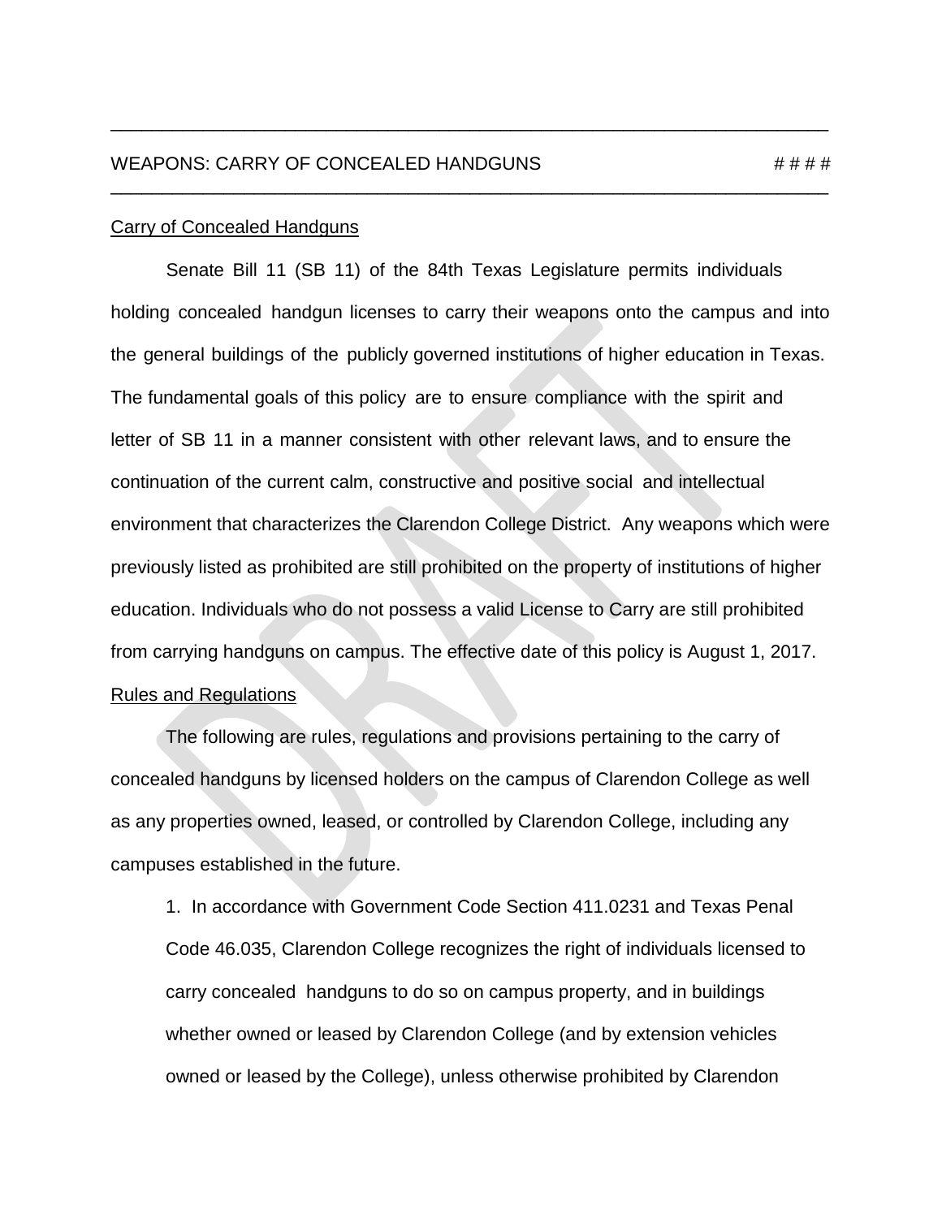# WEAPONS: CARRY OF CONCEALED HANDGUNS # # # #

## Carry of Concealed Handguns

Senate Bill 11 (SB 11) of the 84th Texas Legislature permits individuals holding concealed handgun licenses to carry their weapons onto the campus and into the general buildings of the publicly governed institutions of higher education in Texas. The fundamental goals of this policy are to ensure compliance with the spirit and letter of SB 11 in a manner consistent with other relevant laws, and to ensure the continuation of the current calm, constructive and positive social and intellectual environment that characterizes the Clarendon College District. Any weapons which were previously listed as prohibited are still prohibited on the property of institutions of higher education. Individuals who do not possess a valid License to Carry are still prohibited from carrying handguns on campus. The effective date of this policy is August 1, 2017.

## Rules and Regulations

The following are rules, regulations and provisions pertaining to the carry of concealed handguns by licensed holders on the campus of Clarendon College as well as any properties owned, leased, or controlled by Clarendon College, including any campuses established in the future.

1. In accordance with Government Code Section 411.0231 and Texas Penal Code 46.035, Clarendon College recognizes the right of individuals licensed to carry concealed handguns to do so on campus property, and in buildings whether owned or leased by Clarendon College (and by extension vehicles owned or leased by the College), unless otherwise prohibited by Clarendon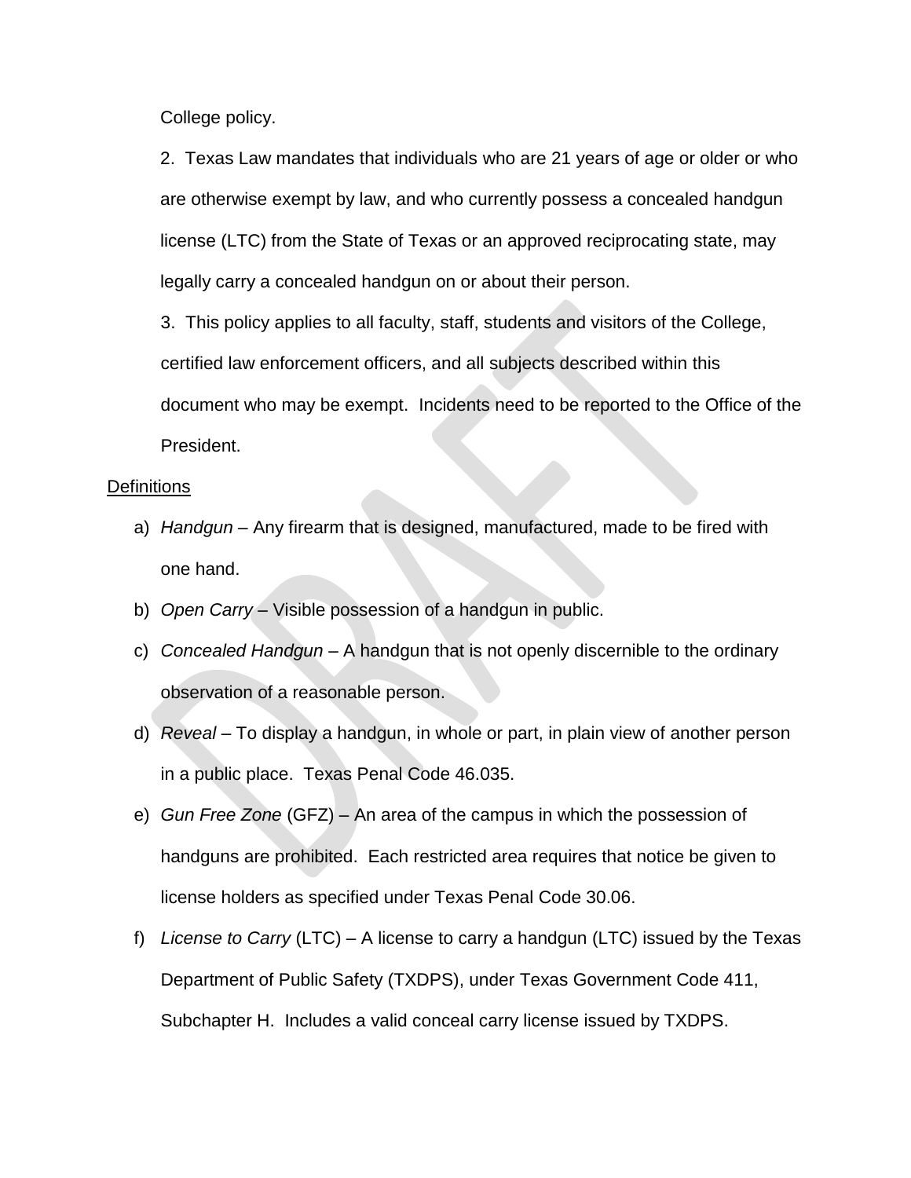College policy.

2. Texas Law mandates that individuals who are 21 years of age or older or who are otherwise exempt by law, and who currently possess a concealed handgun license (LTC) from the State of Texas or an approved reciprocating state, may legally carry a concealed handgun on or about their person.

3. This policy applies to all faculty, staff, students and visitors of the College, certified law enforcement officers, and all subjects described within this document who may be exempt. Incidents need to be reported to the Office of the President.

<u>Definitions</u>

a) *Handgun* – Any firearm that is designed, manufactured, made to be fired with one hand.

b) *Open Carry* – Visible possession of a handgun in public.

c) *Concealed Handgun* – A handgun that is not openly discernible to the ordinary observation of a reasonable person.

d) *Reveal* – To display a handgun, in whole or part, in plain view of another person in a public place. Texas Penal Code 46.035.

e) *Gun Free Zone* (GFZ) – An area of the campus in which the possession of handguns are prohibited. Each restricted area requires that notice be given to license holders as specified under Texas Penal Code 30.06.

f) *License to Carry* (LTC) – A license to carry a handgun (LTC) issued by the Texas Department of Public Safety (TXDPS), under Texas Government Code 411, Subchapter H. Includes a valid conceal carry license issued by TXDPS.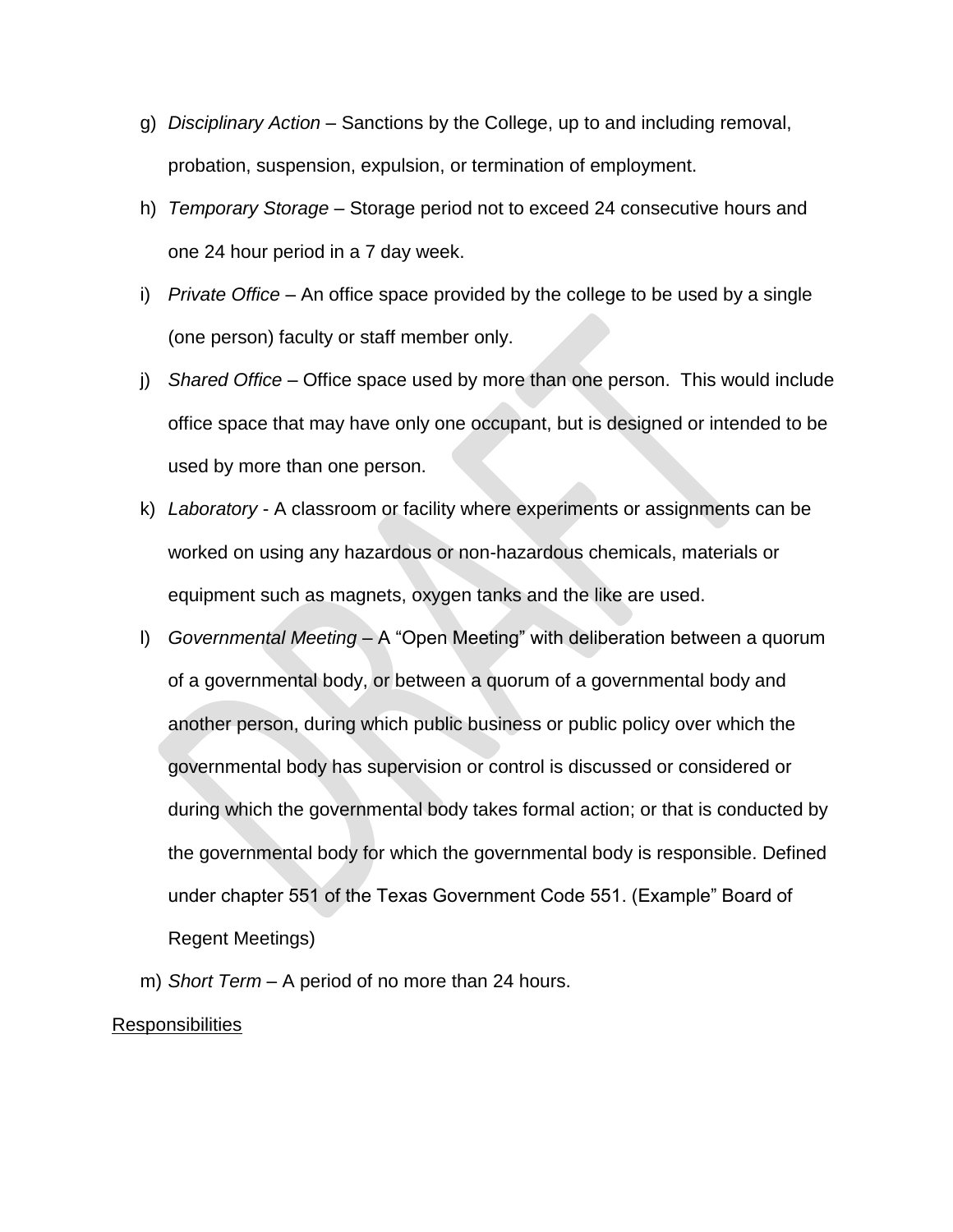g) *Disciplinary Action* – Sanctions by the College, up to and including removal, probation, suspension, expulsion, or termination of employment.

h) *Temporary Storage* – Storage period not to exceed 24 consecutive hours and one 24 hour period in a 7 day week.

i) *Private Office* – An office space provided by the college to be used by a single (one person) faculty or staff member only.

j) *Shared Office* – Office space used by more than one person. This would include office space that may have only one occupant, but is designed or intended to be used by more than one person.

k) *Laboratory* - A classroom or facility where experiments or assignments can be worked on using any hazardous or non-hazardous chemicals, materials or equipment such as magnets, oxygen tanks and the like are used.

l) *Governmental Meeting* – A "Open Meeting" with deliberation between a quorum of a governmental body, or between a quorum of a governmental body and another person, during which public business or public policy over which the governmental body has supervision or control is discussed or considered or during which the governmental body takes formal action; or that is conducted by the governmental body for which the governmental body is responsible. Defined under chapter 551 of the Texas Government Code 551. (Example" Board of Regent Meetings)

m) *Short Term* – A period of no more than 24 hours.

<u>Responsibilities</u>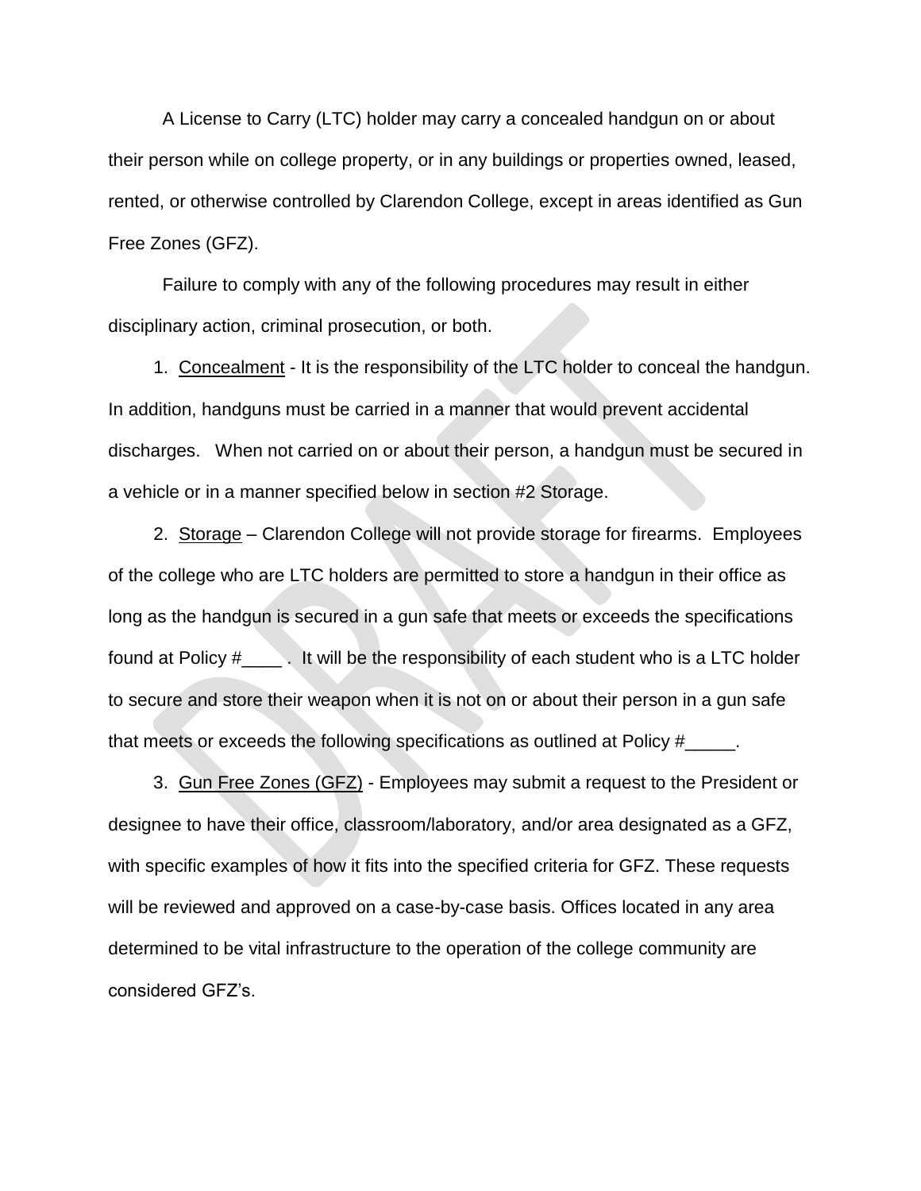A License to Carry (LTC) holder may carry a concealed handgun on or about their person while on college property, or in any buildings or properties owned, leased, rented, or otherwise controlled by Clarendon College, except in areas identified as Gun Free Zones (GFZ).

Failure to comply with any of the following procedures may result in either disciplinary action, criminal prosecution, or both.

1. Concealment - It is the responsibility of the LTC holder to conceal the handgun. In addition, handguns must be carried in a manner that would prevent accidental discharges. When not carried on or about their person, a handgun must be secured in a vehicle or in a manner specified below in section #2 Storage.

2. Storage – Clarendon College will not provide storage for firearms. Employees of the college who are LTC holders are permitted to store a handgun in their office as long as the handgun is secured in a gun safe that meets or exceeds the specifications found at Policy #____ . It will be the responsibility of each student who is a LTC holder to secure and store their weapon when it is not on or about their person in a gun safe that meets or exceeds the following specifications as outlined at Policy #_____.

3. Gun Free Zones (GFZ) - Employees may submit a request to the President or designee to have their office, classroom/laboratory, and/or area designated as a GFZ, with specific examples of how it fits into the specified criteria for GFZ. These requests will be reviewed and approved on a case-by-case basis. Offices located in any area determined to be vital infrastructure to the operation of the college community are considered GFZ's.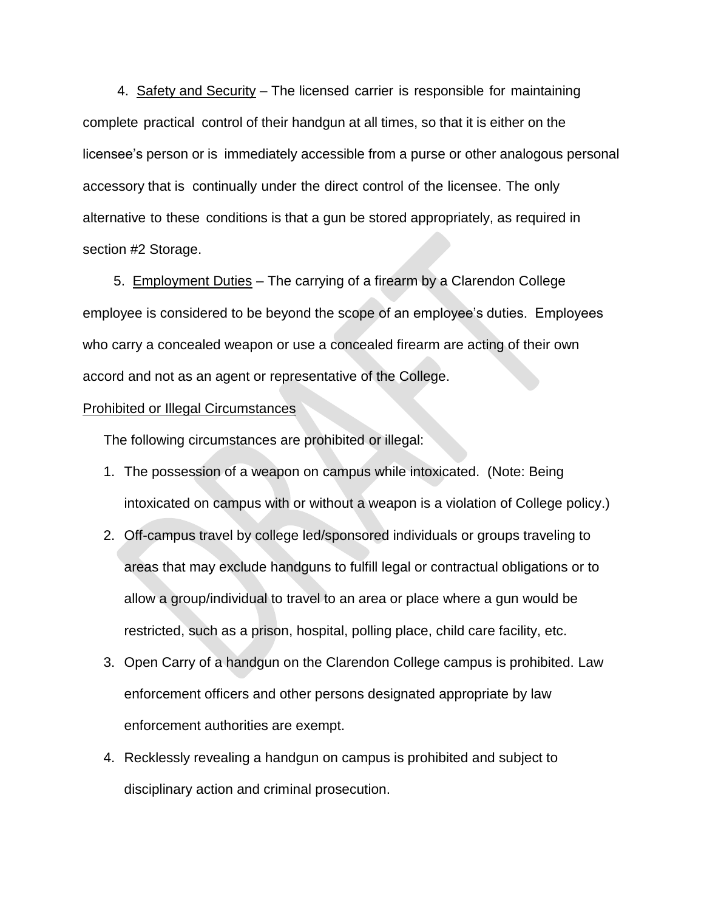4. Safety and Security – The licensed carrier is responsible for maintaining complete practical control of their handgun at all times, so that it is either on the licensee's person or is immediately accessible from a purse or other analogous personal accessory that is continually under the direct control of the licensee. The only alternative to these conditions is that a gun be stored appropriately, as required in section #2 Storage.

5. Employment Duties – The carrying of a firearm by a Clarendon College employee is considered to be beyond the scope of an employee's duties. Employees who carry a concealed weapon or use a concealed firearm are acting of their own accord and not as an agent or representative of the College.

Prohibited or Illegal Circumstances

The following circumstances are prohibited or illegal:

1. The possession of a weapon on campus while intoxicated. (Note: Being intoxicated on campus with or without a weapon is a violation of College policy.)
2. Off-campus travel by college led/sponsored individuals or groups traveling to areas that may exclude handguns to fulfill legal or contractual obligations or to allow a group/individual to travel to an area or place where a gun would be restricted, such as a prison, hospital, polling place, child care facility, etc.
3. Open Carry of a handgun on the Clarendon College campus is prohibited. Law enforcement officers and other persons designated appropriate by law enforcement authorities are exempt.
4. Recklessly revealing a handgun on campus is prohibited and subject to disciplinary action and criminal prosecution.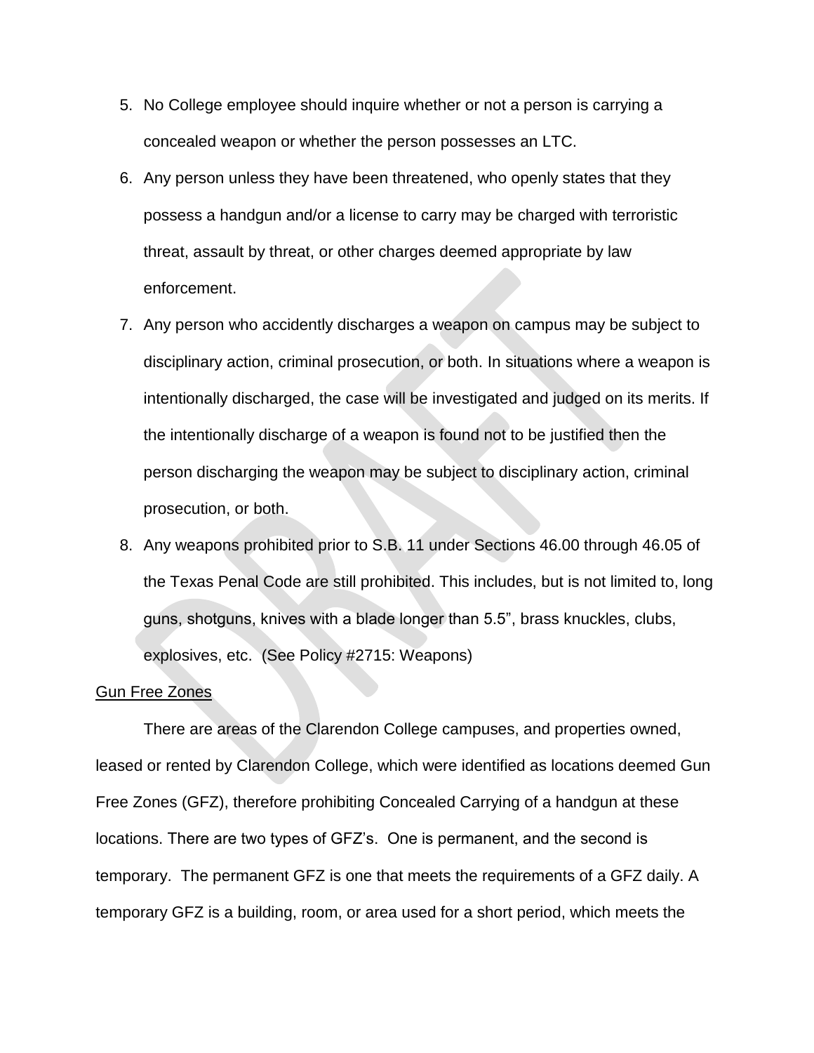5. No College employee should inquire whether or not a person is carrying a concealed weapon or whether the person possesses an LTC.
6. Any person unless they have been threatened, who openly states that they possess a handgun and/or a license to carry may be charged with terroristic threat, assault by threat, or other charges deemed appropriate by law enforcement.
7. Any person who accidently discharges a weapon on campus may be subject to disciplinary action, criminal prosecution, or both. In situations where a weapon is intentionally discharged, the case will be investigated and judged on its merits. If the intentionally discharge of a weapon is found not to be justified then the person discharging the weapon may be subject to disciplinary action, criminal prosecution, or both.
8. Any weapons prohibited prior to S.B. 11 under Sections 46.00 through 46.05 of the Texas Penal Code are still prohibited. This includes, but is not limited to, long guns, shotguns, knives with a blade longer than 5.5", brass knuckles, clubs, explosives, etc. (See Policy #2715: Weapons)

<u>Gun Free Zones</u>

There are areas of the Clarendon College campuses, and properties owned, leased or rented by Clarendon College, which were identified as locations deemed Gun Free Zones (GFZ), therefore prohibiting Concealed Carrying of a handgun at these locations. There are two types of GFZ's. One is permanent, and the second is temporary. The permanent GFZ is one that meets the requirements of a GFZ daily. A temporary GFZ is a building, room, or area used for a short period, which meets the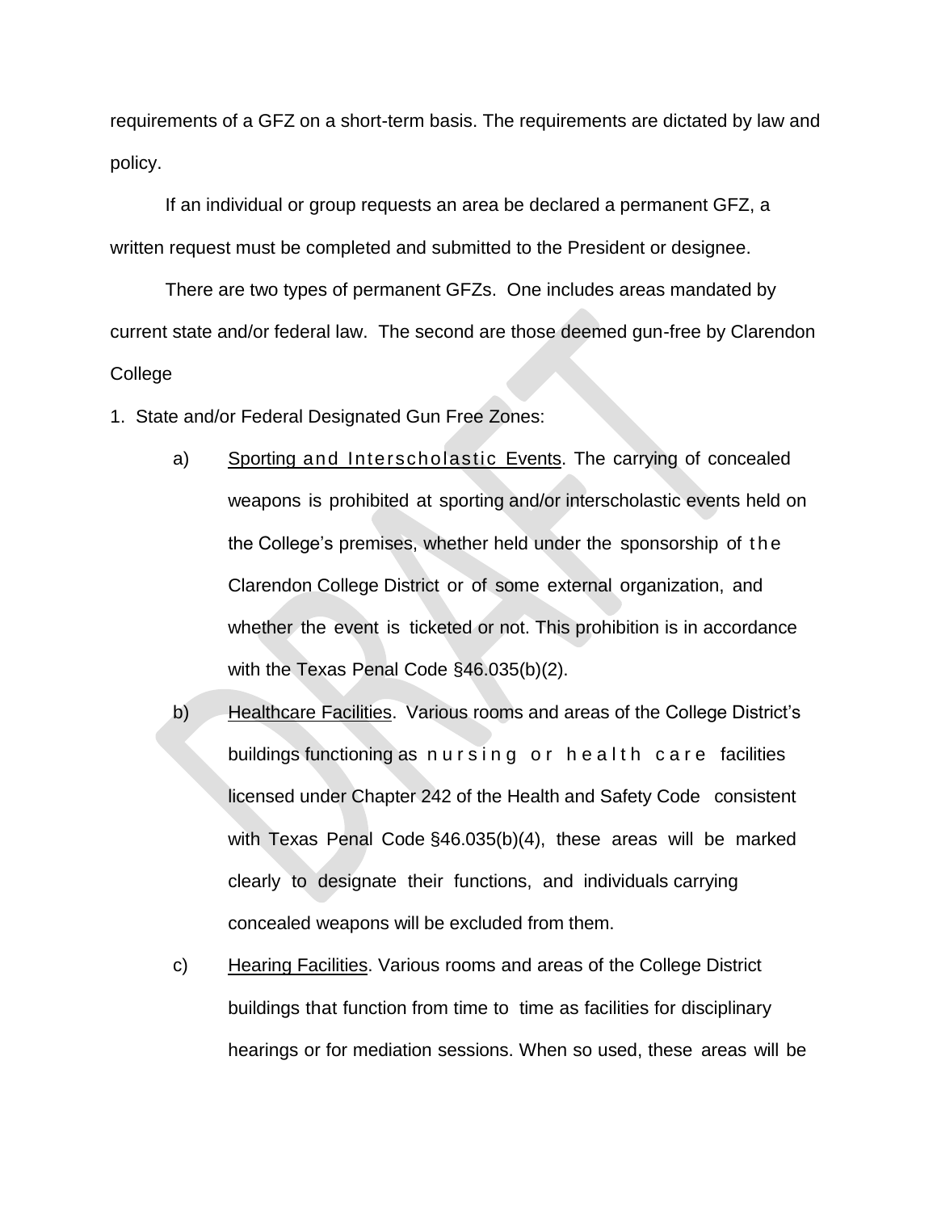requirements of a GFZ on a short-term basis. The requirements are dictated by law and policy.

If an individual or group requests an area be declared a permanent GFZ, a written request must be completed and submitted to the President or designee.

There are two types of permanent GFZs. One includes areas mandated by current state and/or federal law. The second are those deemed gun-free by Clarendon College

1. State and/or Federal Designated Gun Free Zones:

   a) Sporting and Interscholastic Events. The carrying of concealed weapons is prohibited at sporting and/or interscholastic events held on the College's premises, whether held under the sponsorship of the Clarendon College District or of some external organization, and whether the event is ticketed or not. This prohibition is in accordance with the Texas Penal Code §46.035(b)(2).

   b) Healthcare Facilities. Various rooms and areas of the College District's buildings functioning as nursing or health care facilities licensed under Chapter 242 of the Health and Safety Code consistent with Texas Penal Code §46.035(b)(4), these areas will be marked clearly to designate their functions, and individuals carrying concealed weapons will be excluded from them.

   c) Hearing Facilities. Various rooms and areas of the College District buildings that function from time to time as facilities for disciplinary hearings or for mediation sessions. When so used, these areas will be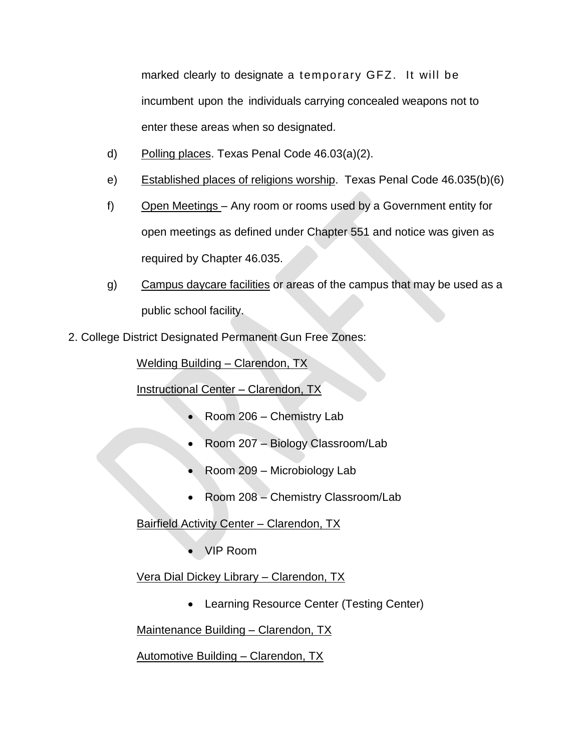marked clearly to designate a temporary GFZ. It will be incumbent upon the individuals carrying concealed weapons not to enter these areas when so designated.

d) Polling places. Texas Penal Code 46.03(a)(2).

e) Established places of religions worship. Texas Penal Code 46.035(b)(6)

f) Open Meetings – Any room or rooms used by a Government entity for open meetings as defined under Chapter 551 and notice was given as required by Chapter 46.035.

g) Campus daycare facilities or areas of the campus that may be used as a public school facility.

2. College District Designated Permanent Gun Free Zones:

Welding Building – Clarendon, TX

Instructional Center – Clarendon, TX

- Room 206 – Chemistry Lab
- Room 207 – Biology Classroom/Lab
- Room 209 – Microbiology Lab
- Room 208 – Chemistry Classroom/Lab

Bairfield Activity Center – Clarendon, TX

- VIP Room

Vera Dial Dickey Library – Clarendon, TX

- Learning Resource Center (Testing Center)

Maintenance Building – Clarendon, TX

Automotive Building – Clarendon, TX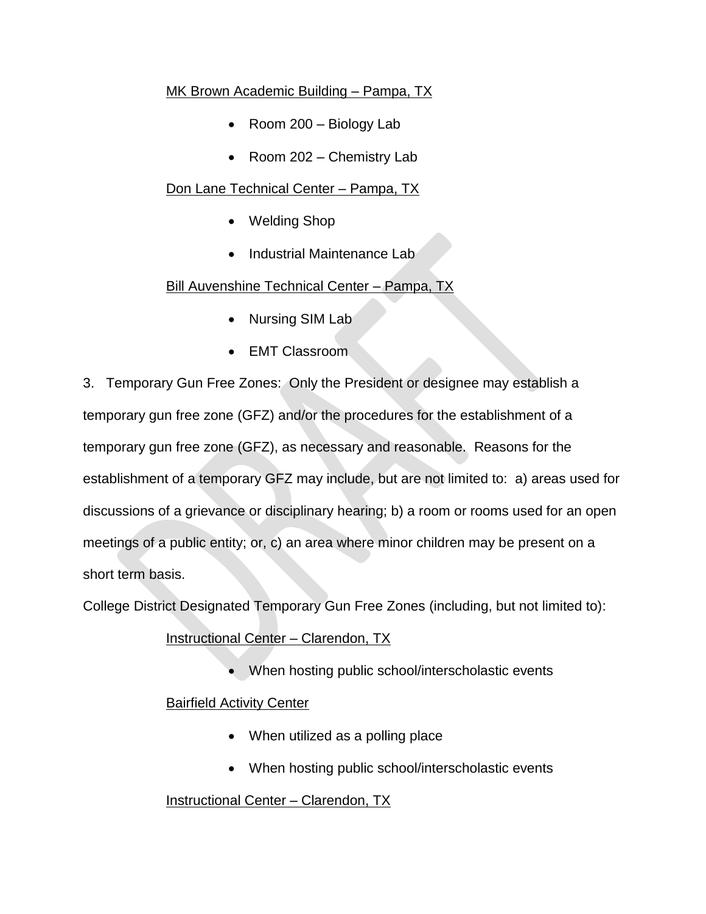<u>MK Brown Academic Building – Pampa, TX</u>

- Room 200 – Biology Lab
- Room 202 – Chemistry Lab

<u>Don Lane Technical Center – Pampa, TX</u>

- Welding Shop
- Industrial Maintenance Lab

<u>Bill Auvenshine Technical Center – Pampa, TX</u>

- Nursing SIM Lab
- EMT Classroom

3. Temporary Gun Free Zones: Only the President or designee may establish a temporary gun free zone (GFZ) and/or the procedures for the establishment of a temporary gun free zone (GFZ), as necessary and reasonable. Reasons for the establishment of a temporary GFZ may include, but are not limited to: a) areas used for discussions of a grievance or disciplinary hearing; b) a room or rooms used for an open meetings of a public entity; or, c) an area where minor children may be present on a short term basis.

College District Designated Temporary Gun Free Zones (including, but not limited to):

<u>Instructional Center – Clarendon, TX</u>

- When hosting public school/interscholastic events

<u>Bairfield Activity Center</u>

- When utilized as a polling place
- When hosting public school/interscholastic events

<u>Instructional Center – Clarendon, TX</u>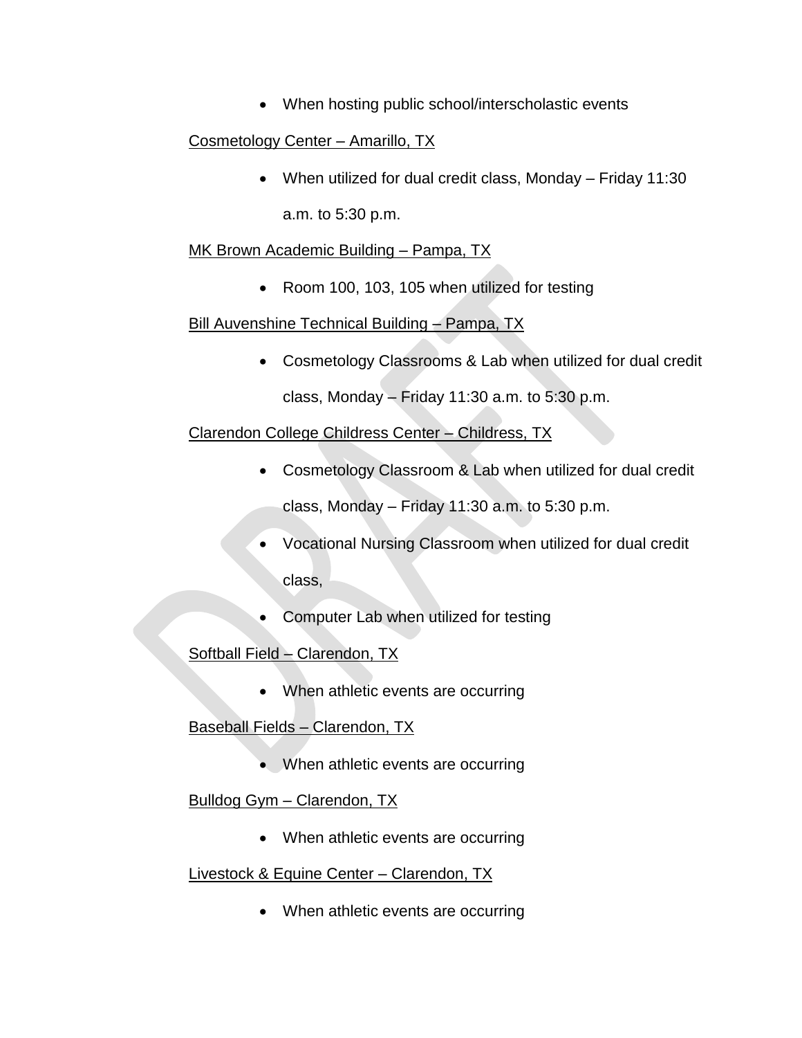- When hosting public school/interscholastic events

Cosmetology Center – Amarillo, TX

- When utilized for dual credit class, Monday – Friday 11:30 a.m. to 5:30 p.m.

MK Brown Academic Building – Pampa, TX

- Room 100, 103, 105 when utilized for testing

Bill Auvenshine Technical Building – Pampa, TX

- Cosmetology Classrooms & Lab when utilized for dual credit class, Monday – Friday 11:30 a.m. to 5:30 p.m.

Clarendon College Childress Center – Childress, TX

- Cosmetology Classroom & Lab when utilized for dual credit class, Monday – Friday 11:30 a.m. to 5:30 p.m.
- Vocational Nursing Classroom when utilized for dual credit class,
- Computer Lab when utilized for testing

Softball Field – Clarendon, TX

- When athletic events are occurring

Baseball Fields – Clarendon, TX

- When athletic events are occurring

Bulldog Gym – Clarendon, TX

- When athletic events are occurring

Livestock & Equine Center – Clarendon, TX

- When athletic events are occurring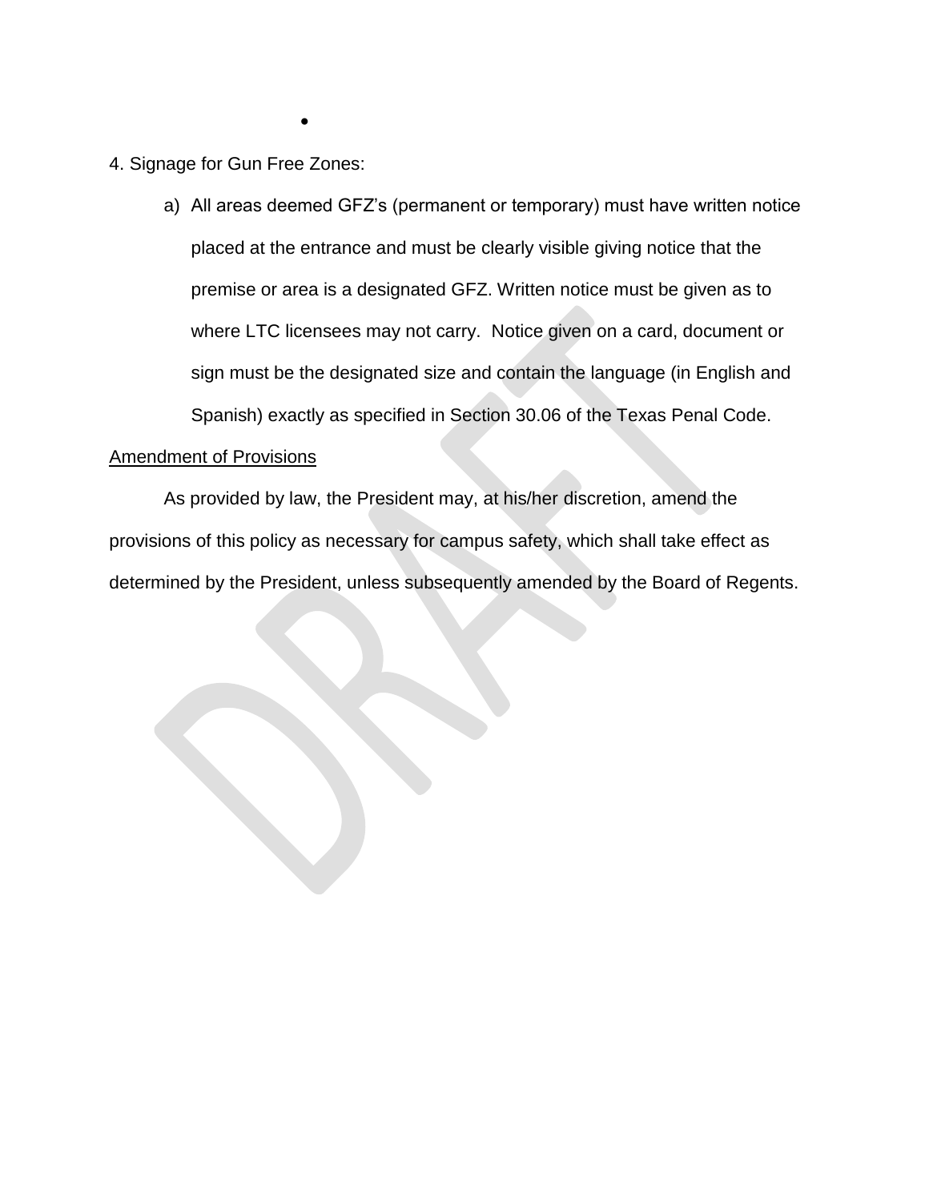4. Signage for Gun Free Zones:

a) All areas deemed GFZ's (permanent or temporary) must have written notice placed at the entrance and must be clearly visible giving notice that the premise or area is a designated GFZ. Written notice must be given as to where LTC licensees may not carry. Notice given on a card, document or sign must be the designated size and contain the language (in English and Spanish) exactly as specified in Section 30.06 of the Texas Penal Code.

<u>Amendment of Provisions</u>

As provided by law, the President may, at his/her discretion, amend the provisions of this policy as necessary for campus safety, which shall take effect as determined by the President, unless subsequently amended by the Board of Regents.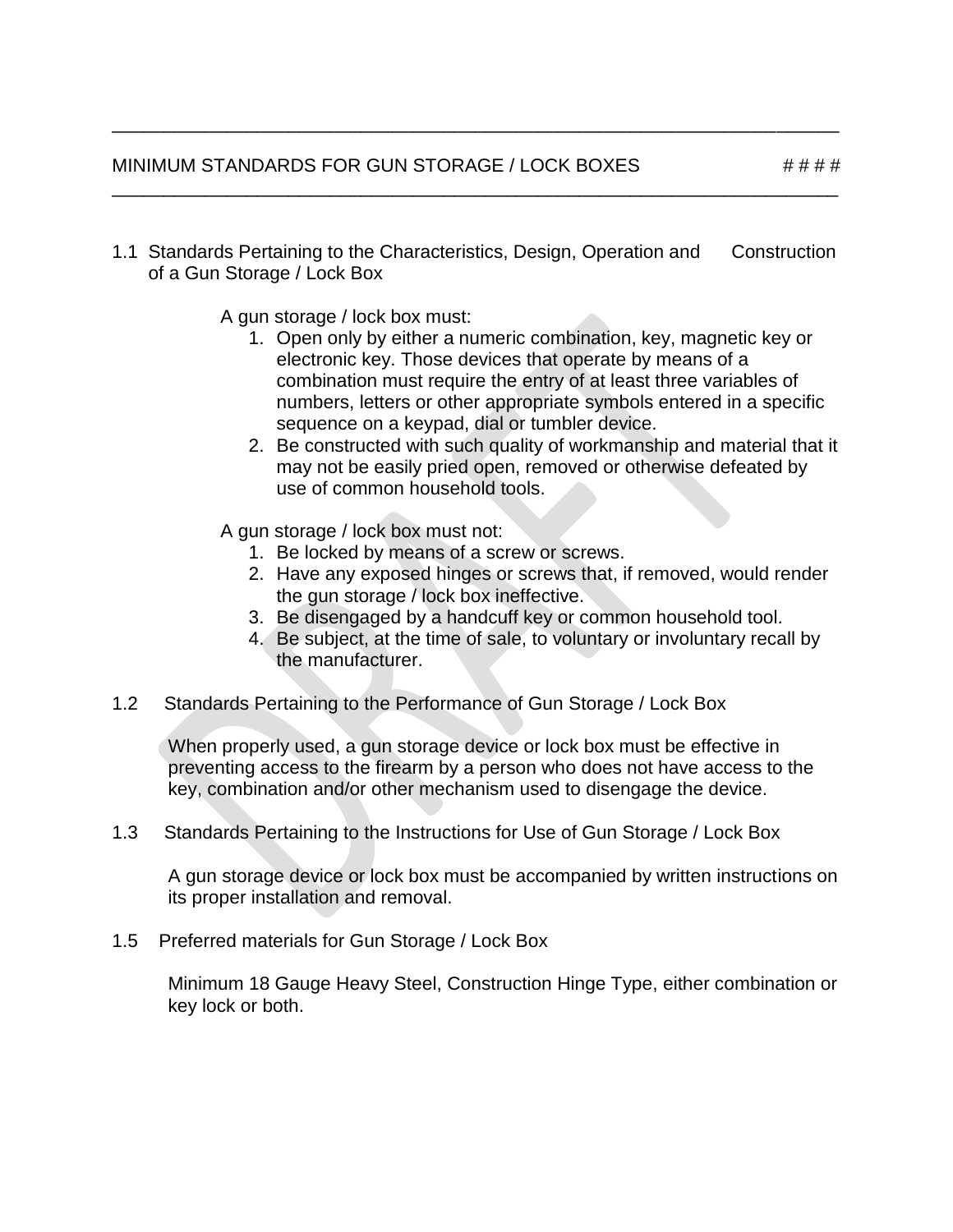MINIMUM STANDARDS FOR GUN STORAGE / LOCK BOXES # # # #

## 1.1 Standards Pertaining to the Characteristics, Design, Operation and Construction of a Gun Storage / Lock Box

A gun storage / lock box must:

1. Open only by either a numeric combination, key, magnetic key or electronic key. Those devices that operate by means of a combination must require the entry of at least three variables of numbers, letters or other appropriate symbols entered in a specific sequence on a keypad, dial or tumbler device.
2. Be constructed with such quality of workmanship and material that it may not be easily pried open, removed or otherwise defeated by use of common household tools.

A gun storage / lock box must not:

1. Be locked by means of a screw or screws.
2. Have any exposed hinges or screws that, if removed, would render the gun storage / lock box ineffective.
3. Be disengaged by a handcuff key or common household tool.
4. Be subject, at the time of sale, to voluntary or involuntary recall by the manufacturer.

## 1.2 Standards Pertaining to the Performance of Gun Storage / Lock Box

When properly used, a gun storage device or lock box must be effective in preventing access to the firearm by a person who does not have access to the key, combination and/or other mechanism used to disengage the device.

## 1.3 Standards Pertaining to the Instructions for Use of Gun Storage / Lock Box

A gun storage device or lock box must be accompanied by written instructions on its proper installation and removal.

## 1.5 Preferred materials for Gun Storage / Lock Box

Minimum 18 Gauge Heavy Steel, Construction Hinge Type, either combination or key lock or both.